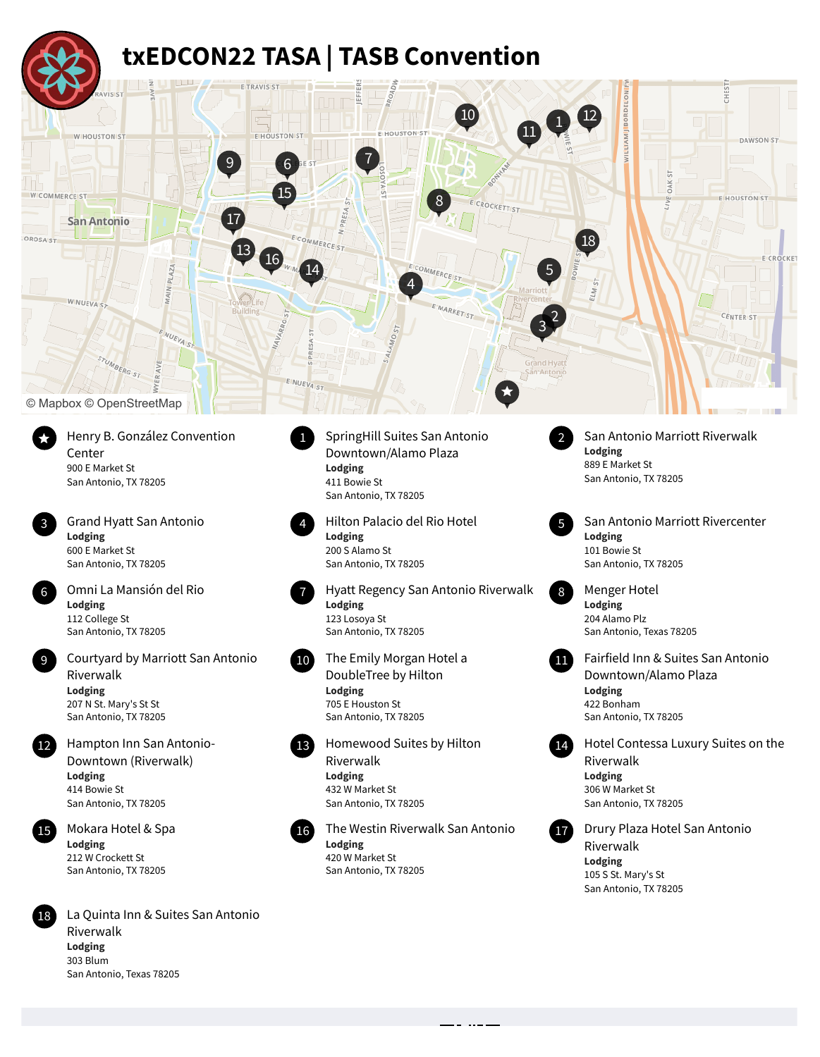# txEDCON22 TASA | TASB Convention

★ **Henry B. González Convention Center**
900 E Market St
San Antonio, TX 78205

1 **SpringHill Suites San Antonio Downtown/Alamo Plaza**
**Lodging**
411 Bowie St
San Antonio, TX 78205

2 **San Antonio Marriott Riverwalk**
**Lodging**
889 E Market St
San Antonio, TX 78205

3 **Grand Hyatt San Antonio**
**Lodging**
600 E Market St
San Antonio, TX 78205

4 **Hilton Palacio del Rio Hotel**
**Lodging**
200 S Alamo St
San Antonio, TX 78205

5 **San Antonio Marriott Rivercenter**
**Lodging**
101 Bowie St
San Antonio, TX 78205

6 **Omni La Mansión del Rio**
**Lodging**
112 College St
San Antonio, TX 78205

7 **Hyatt Regency San Antonio Riverwalk**
**Lodging**
123 Losoya St
San Antonio, TX 78205

8 **Menger Hotel**
**Lodging**
204 Alamo Plz
San Antonio, Texas 78205

9 **Courtyard by Marriott San Antonio Riverwalk**
**Lodging**
207 N St. Mary's St St
San Antonio, TX 78205

10 **The Emily Morgan Hotel a DoubleTree by Hilton**
**Lodging**
705 E Houston St
San Antonio, TX 78205

11 **Fairfield Inn & Suites San Antonio Downtown/Alamo Plaza**
**Lodging**
422 Bonham
San Antonio, TX 78205

12 **Hampton Inn San Antonio-Downtown (Riverwalk)**
**Lodging**
414 Bowie St
San Antonio, TX 78205

13 **Homewood Suites by Hilton Riverwalk**
**Lodging**
432 W Market St
San Antonio, TX 78205

14 **Hotel Contessa Luxury Suites on the Riverwalk**
**Lodging**
306 W Market St
San Antonio, TX 78205

15 **Mokara Hotel & Spa**
**Lodging**
212 W Crockett St
San Antonio, TX 78205

16 **The Westin Riverwalk San Antonio**
**Lodging**
420 W Market St
San Antonio, TX 78205

17 **Drury Plaza Hotel San Antonio Riverwalk**
**Lodging**
105 S St. Mary's St
San Antonio, TX 78205

18 **La Quinta Inn & Suites San Antonio Riverwalk**
**Lodging**
303 Blum
San Antonio, Texas 78205